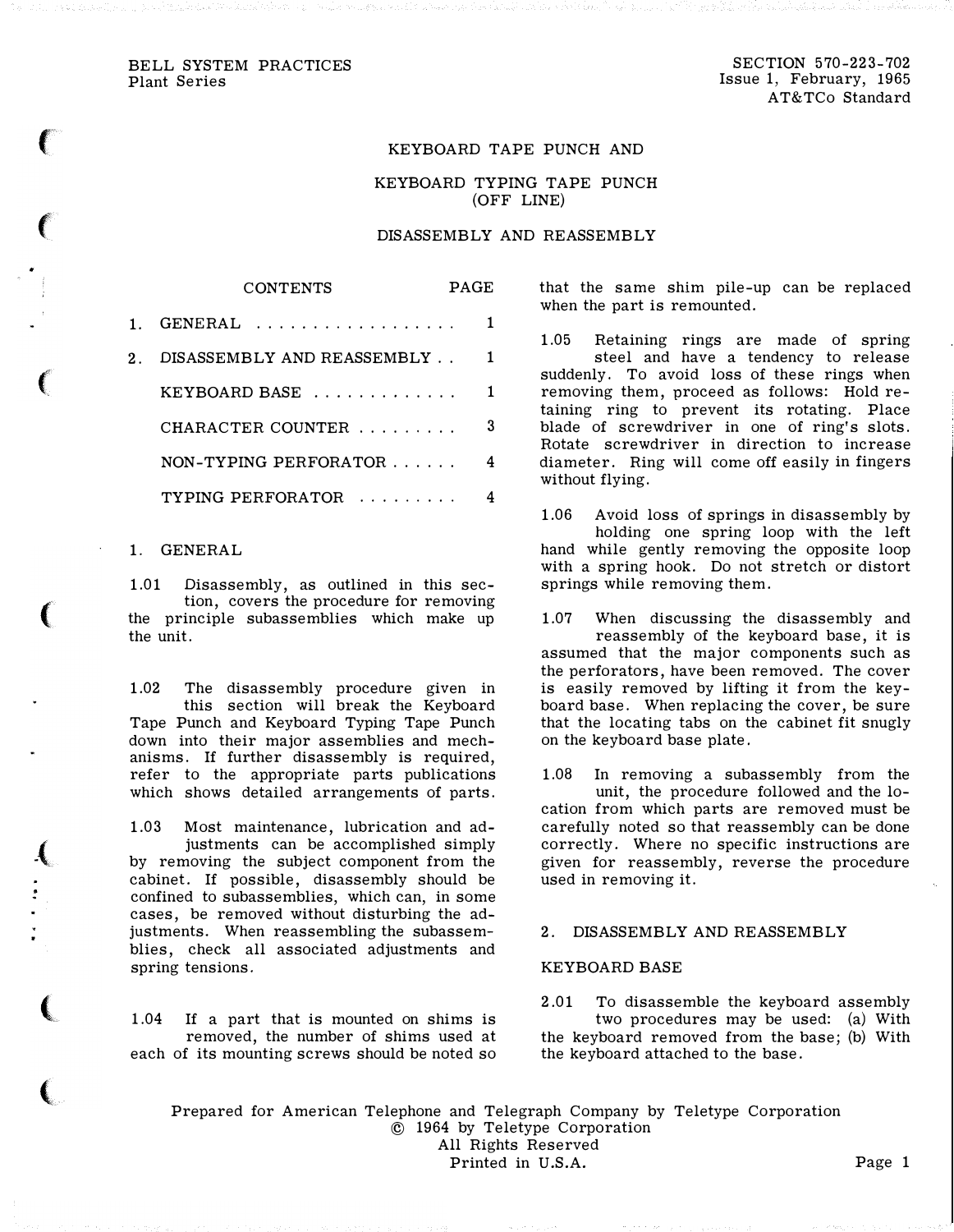BELL SYSTEM PRACTICES
Plant Series

SECTION 570-223-702
Issue 1, February, 1965
AT&TCo Standard

# KEYBOARD TAPE PUNCH AND

# KEYBOARD TYPING TAPE PUNCH (OFF LINE)

## DISASSEMBLY AND REASSEMBLY

| CONTENTS | PAGE |
|---|---|
| 1. GENERAL | 1 |
| 2. DISASSEMBLY AND REASSEMBLY | 1 |
| KEYBOARD BASE | 1 |
| CHARACTER COUNTER | 3 |
| NON-TYPING PERFORATOR | 4 |
| TYPING PERFORATOR | 4 |

## 1. GENERAL

1.01 Disassembly, as outlined in this section, covers the procedure for removing the principle subassemblies which make up the unit.

1.02 The disassembly procedure given in this section will break the Keyboard Tape Punch and Keyboard Typing Tape Punch down into their major assemblies and mechanisms. If further disassembly is required, refer to the appropriate parts publications which shows detailed arrangements of parts.

1.03 Most maintenance, lubrication and adjustments can be accomplished simply by removing the subject component from the cabinet. If possible, disassembly should be confined to subassemblies, which can, in some cases, be removed without disturbing the adjustments. When reassembling the subassemblies, check all associated adjustments and spring tensions.

1.04 If a part that is mounted on shims is removed, the number of shims used at each of its mounting screws should be noted so that the same shim pile-up can be replaced when the part is remounted.

1.05 Retaining rings are made of spring steel and have a tendency to release suddenly. To avoid loss of these rings when removing them, proceed as follows: Hold retaining ring to prevent its rotating. Place blade of screwdriver in one of ring's slots. Rotate screwdriver in direction to increase diameter. Ring will come off easily in fingers without flying.

1.06 Avoid loss of springs in disassembly by holding one spring loop with the left hand while gently removing the opposite loop with a spring hook. Do not stretch or distort springs while removing them.

1.07 When discussing the disassembly and reassembly of the keyboard base, it is assumed that the major components such as the perforators, have been removed. The cover is easily removed by lifting it from the keyboard base. When replacing the cover, be sure that the locating tabs on the cabinet fit snugly on the keyboard base plate.

1.08 In removing a subassembly from the unit, the procedure followed and the location from which parts are removed must be carefully noted so that reassembly can be done correctly. Where no specific instructions are given for reassembly, reverse the procedure used in removing it.

## 2. DISASSEMBLY AND REASSEMBLY

### KEYBOARD BASE

2.01 To disassemble the keyboard assembly two procedures may be used: (a) With the keyboard removed from the base; (b) With the keyboard attached to the base.

Prepared for American Telephone and Telegraph Company by Teletype Corporation
© 1964 by Teletype Corporation
All Rights Reserved
Printed in U.S.A.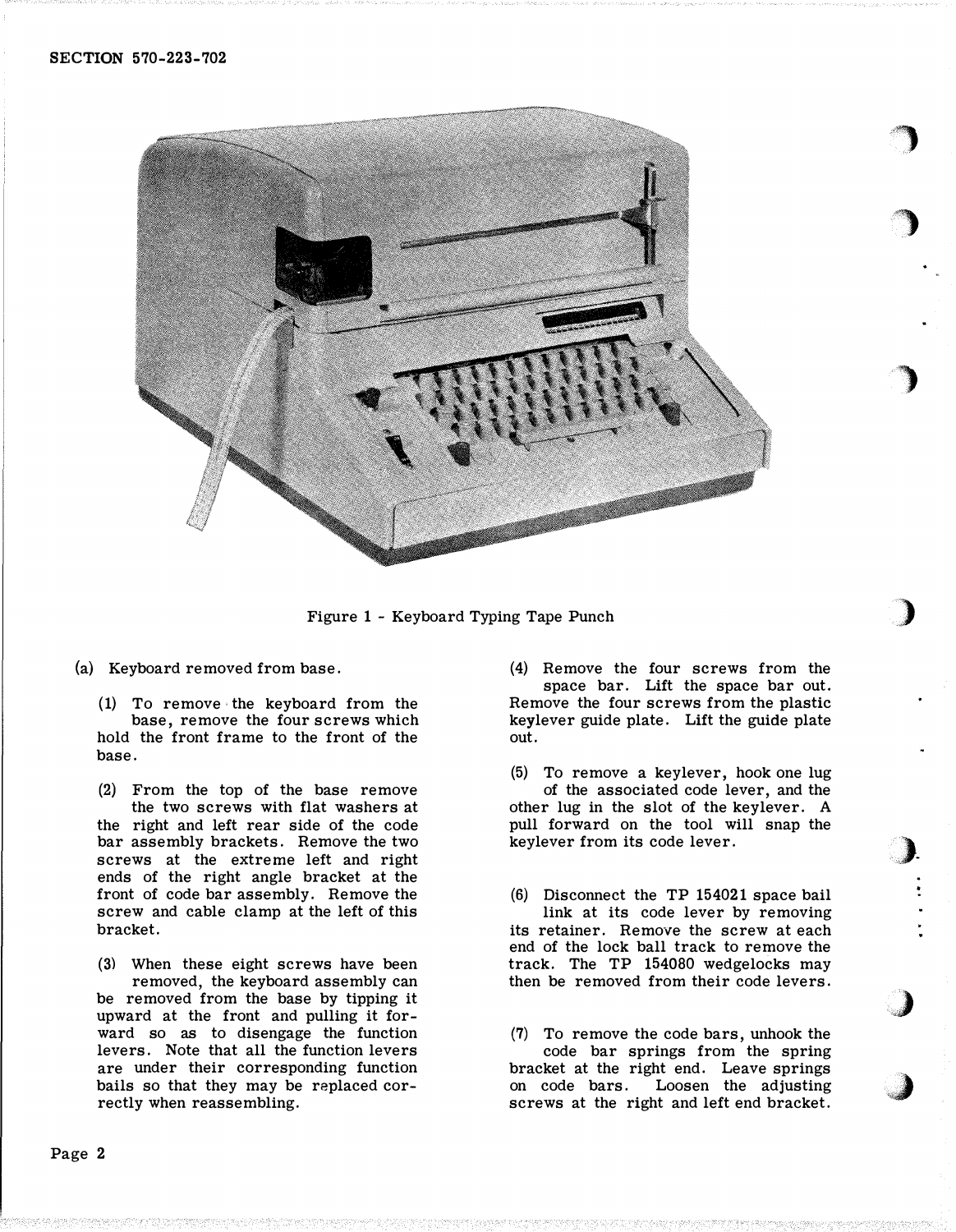Figure 1 - Keyboard Typing Tape Punch

(a) Keyboard removed from base.

(1) To remove the keyboard from the base, remove the four screws which hold the front frame to the front of the base.

(2) From the top of the base remove the two screws with flat washers at the right and left rear side of the code bar assembly brackets. Remove the two screws at the extreme left and right ends of the right angle bracket at the front of code bar assembly. Remove the screw and cable clamp at the left of this bracket.

(3) When these eight screws have been removed, the keyboard assembly can be removed from the base by tipping it upward at the front and pulling it forward so as to disengage the function levers. Note that all the function levers are under their corresponding function bails so that they may be replaced correctly when reassembling.

(4) Remove the four screws from the space bar. Lift the space bar out. Remove the four screws from the plastic keylever guide plate. Lift the guide plate out.

(5) To remove a keylever, hook one lug of the associated code lever, and the other lug in the slot of the keylever. A pull forward on the tool will snap the keylever from its code lever.

(6) Disconnect the TP 154021 space bail link at its code lever by removing its retainer. Remove the screw at each end of the lock ball track to remove the track. The TP 154080 wedgelocks may then be removed from their code levers.

(7) To remove the code bars, unhook the code bar springs from the spring bracket at the right end. Leave springs on code bars. Loosen the adjusting screws at the right and left end bracket.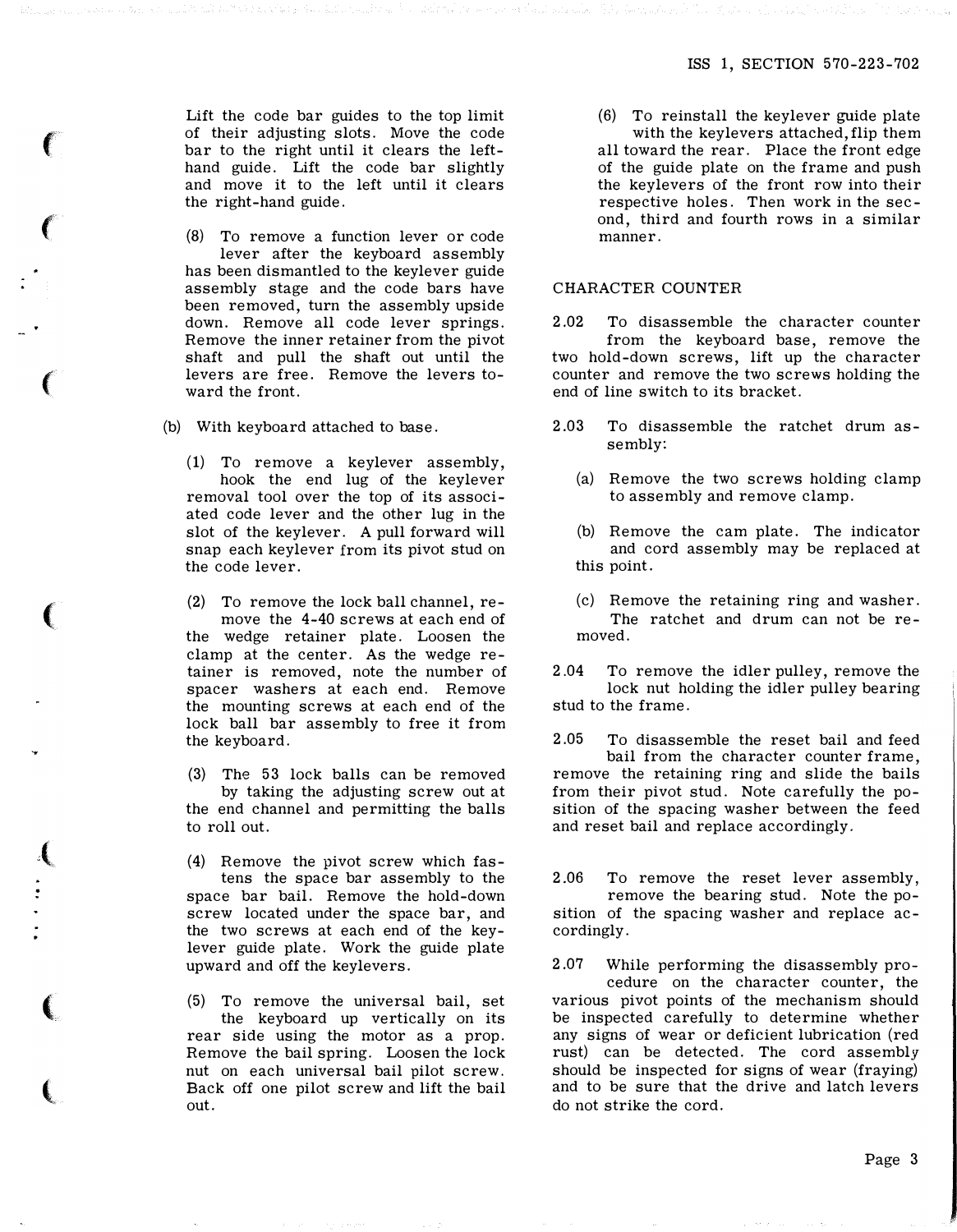Lift the code bar guides to the top limit of their adjusting slots. Move the code bar to the right until it clears the left-hand guide. Lift the code bar slightly and move it to the left until it clears the right-hand guide.

(8) To remove a function lever or code lever after the keyboard assembly has been dismantled to the keylever guide assembly stage and the code bars have been removed, turn the assembly upside down. Remove all code lever springs. Remove the inner retainer from the pivot shaft and pull the shaft out until the levers are free. Remove the levers toward the front.

(b) With keyboard attached to base.

(1) To remove a keylever assembly, hook the end lug of the keylever removal tool over the top of its associated code lever and the other lug in the slot of the keylever. A pull forward will snap each keylever from its pivot stud on the code lever.

(2) To remove the lock ball channel, remove the 4-40 screws at each end of the wedge retainer plate. Loosen the clamp at the center. As the wedge retainer is removed, note the number of spacer washers at each end. Remove the mounting screws at each end of the lock ball bar assembly to free it from the keyboard.

(3) The 53 lock balls can be removed by taking the adjusting screw out at the end channel and permitting the balls to roll out.

(4) Remove the pivot screw which fastens the space bar assembly to the space bar bail. Remove the hold-down screw located under the space bar, and the two screws at each end of the keylever guide plate. Work the guide plate upward and off the keylevers.

(5) To remove the universal bail, set the keyboard up vertically on its rear side using the motor as a prop. Remove the bail spring. Loosen the lock nut on each universal bail pilot screw. Back off one pilot screw and lift the bail out.

(6) To reinstall the keylever guide plate with the keylevers attached, flip them all toward the rear. Place the front edge of the guide plate on the frame and push the keylevers of the front row into their respective holes. Then work in the second, third and fourth rows in a similar manner.

## CHARACTER COUNTER

2.02 To disassemble the character counter from the keyboard base, remove the two hold-down screws, lift up the character counter and remove the two screws holding the end of line switch to its bracket.

2.03 To disassemble the ratchet drum assembly:

(a) Remove the two screws holding clamp to assembly and remove clamp.

(b) Remove the cam plate. The indicator and cord assembly may be replaced at this point.

(c) Remove the retaining ring and washer. The ratchet and drum can not be removed.

2.04 To remove the idler pulley, remove the lock nut holding the idler pulley bearing stud to the frame.

2.05 To disassemble the reset bail and feed bail from the character counter frame, remove the retaining ring and slide the bails from their pivot stud. Note carefully the position of the spacing washer between the feed and reset bail and replace accordingly.

2.06 To remove the reset lever assembly, remove the bearing stud. Note the position of the spacing washer and replace accordingly.

2.07 While performing the disassembly procedure on the character counter, the various pivot points of the mechanism should be inspected carefully to determine whether any signs of wear or deficient lubrication (red rust) can be detected. The cord assembly should be inspected for signs of wear (fraying) and to be sure that the drive and latch levers do not strike the cord.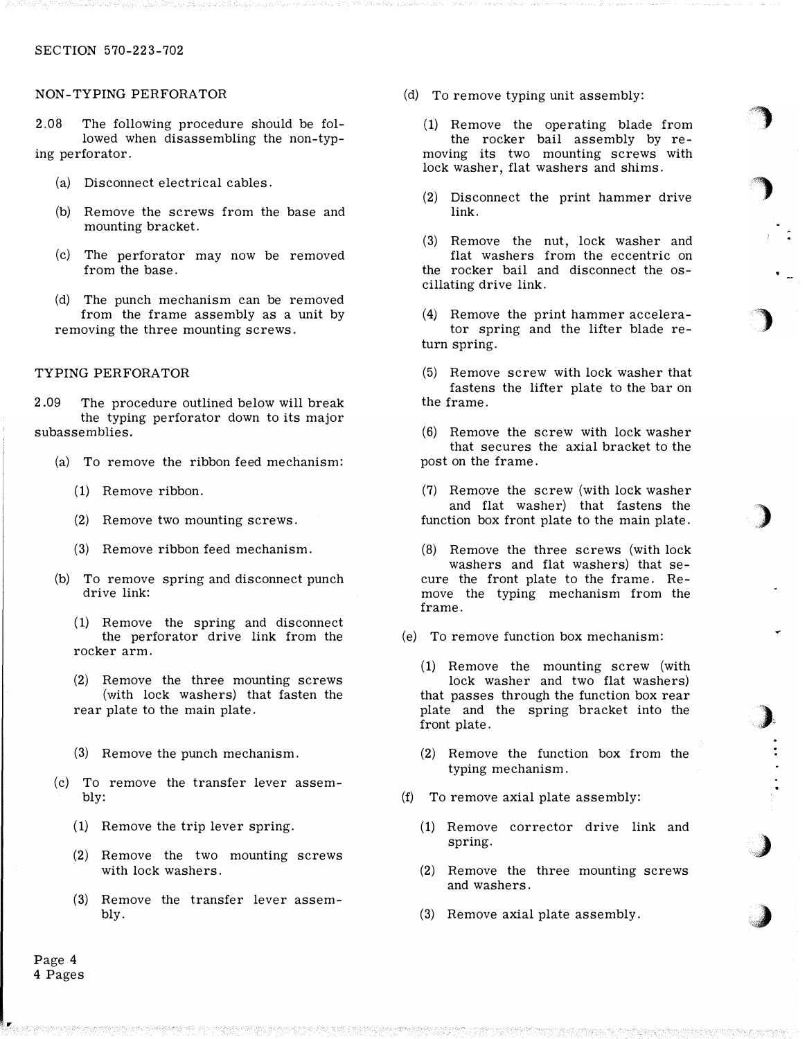## NON-TYPING PERFORATOR

2.08 The following procedure should be followed when disassembling the non-typing perforator.

(a) Disconnect electrical cables.

(b) Remove the screws from the base and mounting bracket.

(c) The perforator may now be removed from the base.

(d) The punch mechanism can be removed from the frame assembly as a unit by removing the three mounting screws.

## TYPING PERFORATOR

2.09 The procedure outlined below will break the typing perforator down to its major subassemblies.

(a) To remove the ribbon feed mechanism:

(1) Remove ribbon.

(2) Remove two mounting screws.

(3) Remove ribbon feed mechanism.

(b) To remove spring and disconnect punch drive link:

(1) Remove the spring and disconnect the perforator drive link from the rocker arm.

(2) Remove the three mounting screws (with lock washers) that fasten the rear plate to the main plate.

(3) Remove the punch mechanism.

(c) To remove the transfer lever assembly:

(1) Remove the trip lever spring.

(2) Remove the two mounting screws with lock washers.

(3) Remove the transfer lever assembly.

(d) To remove typing unit assembly:

(1) Remove the operating blade from the rocker bail assembly by removing its two mounting screws with lock washer, flat washers and shims.

(2) Disconnect the print hammer drive link.

(3) Remove the nut, lock washer and flat washers from the eccentric on the rocker bail and disconnect the oscillating drive link.

(4) Remove the print hammer accelerator spring and the lifter blade return spring.

(5) Remove screw with lock washer that fastens the lifter plate to the bar on the frame.

(6) Remove the screw with lock washer that secures the axial bracket to the post on the frame.

(7) Remove the screw (with lock washer and flat washer) that fastens the function box front plate to the main plate.

(8) Remove the three screws (with lock washers and flat washers) that secure the front plate to the frame. Remove the typing mechanism from the frame.

(e) To remove function box mechanism:

(1) Remove the mounting screw (with lock washer and two flat washers) that passes through the function box rear plate and the spring bracket into the front plate.

(2) Remove the function box from the typing mechanism.

(f) To remove axial plate assembly:

(1) Remove corrector drive link and spring.

(2) Remove the three mounting screws and washers.

(3) Remove axial plate assembly.